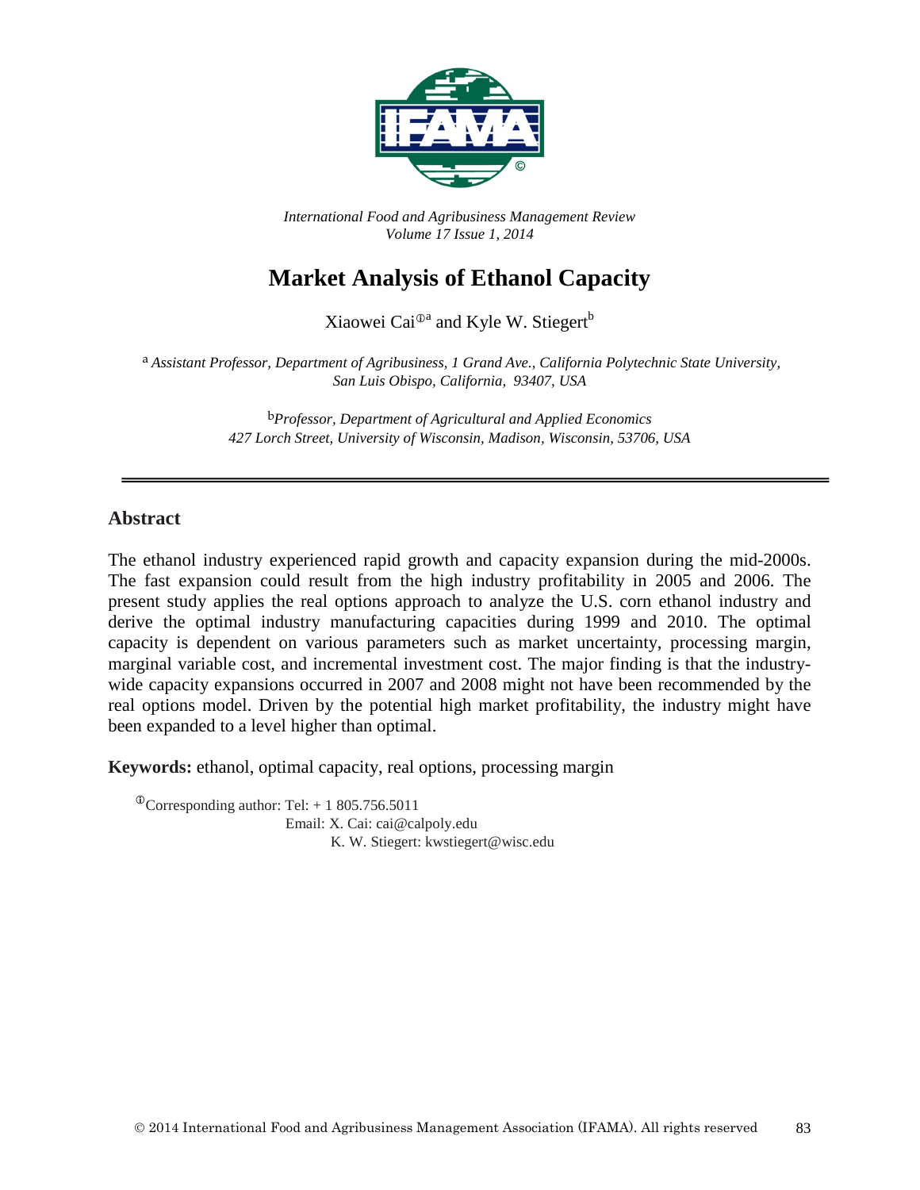*International Food and Agribusiness Management Review*
*Volume 17 Issue 1, 2014*

# Market Analysis of Ethanol Capacity

Xiaowei Cai[ⓘa] and Kyle W. Stiegert[b]

[a] *Assistant Professor, Department of Agribusiness, 1 Grand Ave., California Polytechnic State University, San Luis Obispo, California, 93407, USA*

[b] *Professor, Department of Agricultural and Applied Economics 427 Lorch Street, University of Wisconsin, Madison, Wisconsin, 53706, USA*

## Abstract

The ethanol industry experienced rapid growth and capacity expansion during the mid-2000s. The fast expansion could result from the high industry profitability in 2005 and 2006. The present study applies the real options approach to analyze the U.S. corn ethanol industry and derive the optimal industry manufacturing capacities during 1999 and 2010. The optimal capacity is dependent on various parameters such as market uncertainty, processing margin, marginal variable cost, and incremental investment cost. The major finding is that the industry-wide capacity expansions occurred in 2007 and 2008 might not have been recommended by the real options model. Driven by the potential high market profitability, the industry might have been expanded to a level higher than optimal.

**Keywords:** ethanol, optimal capacity, real options, processing margin

[ⓘ]Corresponding author: Tel: + 1 805.756.5011
Email: X. Cai: cai@calpoly.edu
K. W. Stiegert: kwstiegert@wisc.edu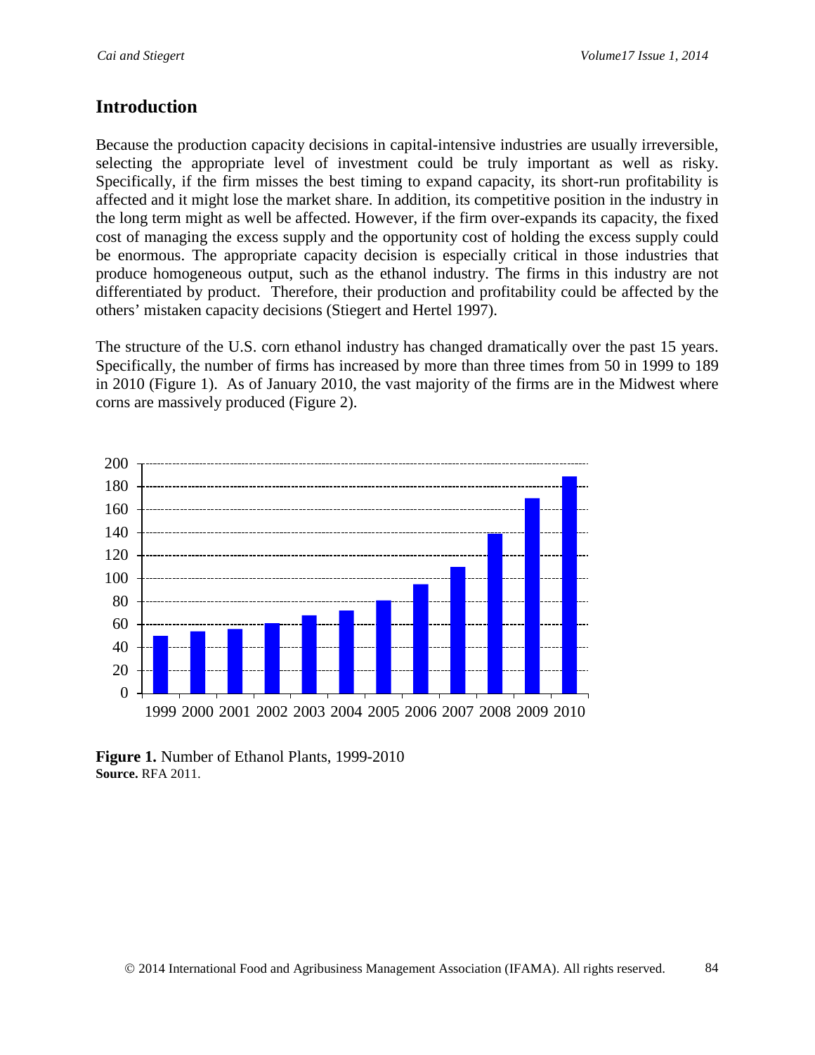## Introduction

Because the production capacity decisions in capital-intensive industries are usually irreversible, selecting the appropriate level of investment could be truly important as well as risky. Specifically, if the firm misses the best timing to expand capacity, its short-run profitability is affected and it might lose the market share. In addition, its competitive position in the industry in the long term might as well be affected. However, if the firm over-expands its capacity, the fixed cost of managing the excess supply and the opportunity cost of holding the excess supply could be enormous. The appropriate capacity decision is especially critical in those industries that produce homogeneous output, such as the ethanol industry. The firms in this industry are not differentiated by product. Therefore, their production and profitability could be affected by the others' mistaken capacity decisions (Stiegert and Hertel 1997).

The structure of the U.S. corn ethanol industry has changed dramatically over the past 15 years. Specifically, the number of firms has increased by more than three times from 50 in 1999 to 189 in 2010 (Figure 1). As of January 2010, the vast majority of the firms are in the Midwest where corns are massively produced (Figure 2).

**Figure 1.** Number of Ethanol Plants, 1999-2010
**Source.** RFA 2011.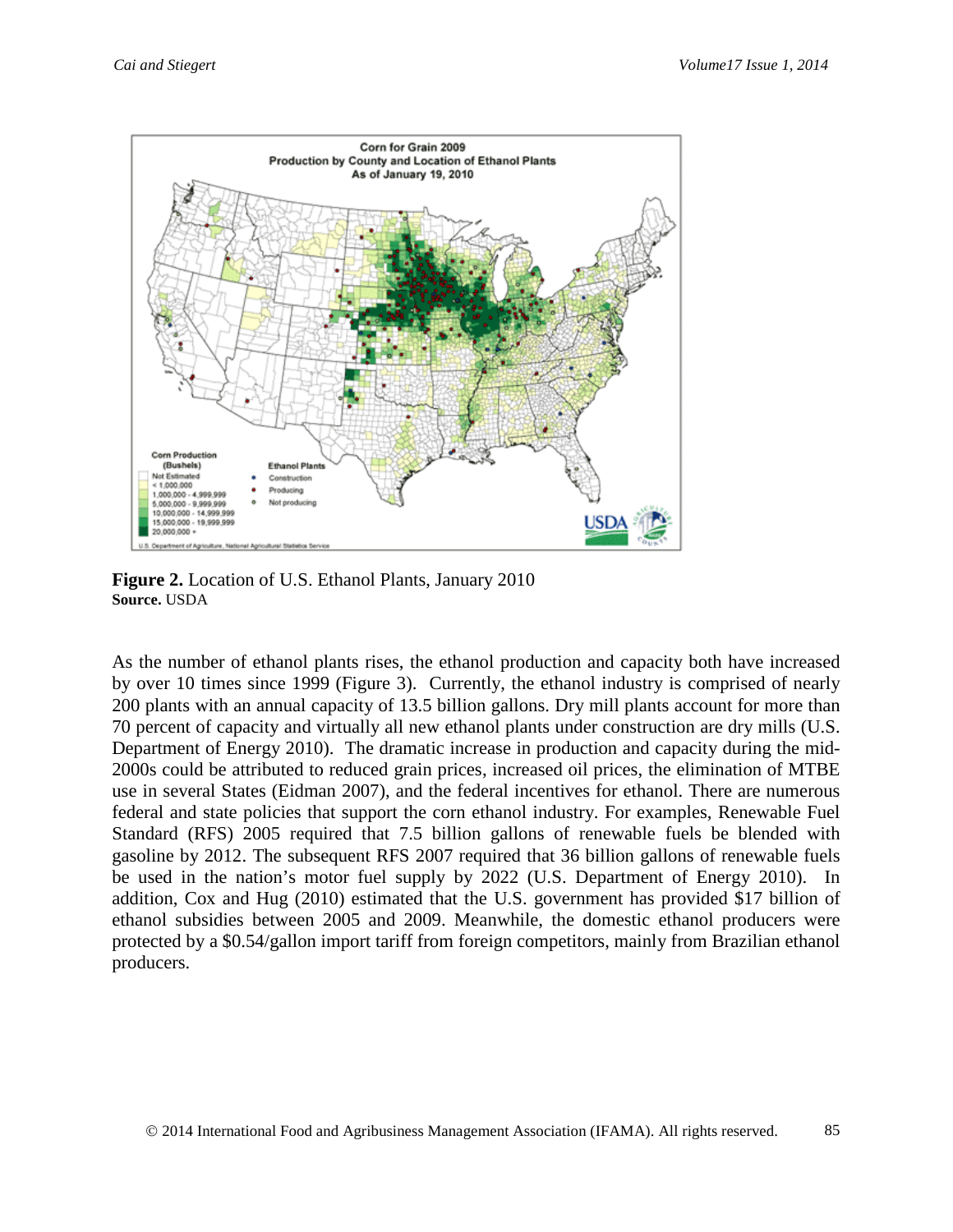**Figure 2.** Location of U.S. Ethanol Plants, January 2010
**Source.** USDA

As the number of ethanol plants rises, the ethanol production and capacity both have increased by over 10 times since 1999 (Figure 3). Currently, the ethanol industry is comprised of nearly 200 plants with an annual capacity of 13.5 billion gallons. Dry mill plants account for more than 70 percent of capacity and virtually all new ethanol plants under construction are dry mills (U.S. Department of Energy 2010). The dramatic increase in production and capacity during the mid-2000s could be attributed to reduced grain prices, increased oil prices, the elimination of MTBE use in several States (Eidman 2007), and the federal incentives for ethanol. There are numerous federal and state policies that support the corn ethanol industry. For examples, Renewable Fuel Standard (RFS) 2005 required that 7.5 billion gallons of renewable fuels be blended with gasoline by 2012. The subsequent RFS 2007 required that 36 billion gallons of renewable fuels be used in the nation's motor fuel supply by 2022 (U.S. Department of Energy 2010). In addition, Cox and Hug (2010) estimated that the U.S. government has provided $17 billion of ethanol subsidies between 2005 and 2009. Meanwhile, the domestic ethanol producers were protected by a $0.54/gallon import tariff from foreign competitors, mainly from Brazilian ethanol producers.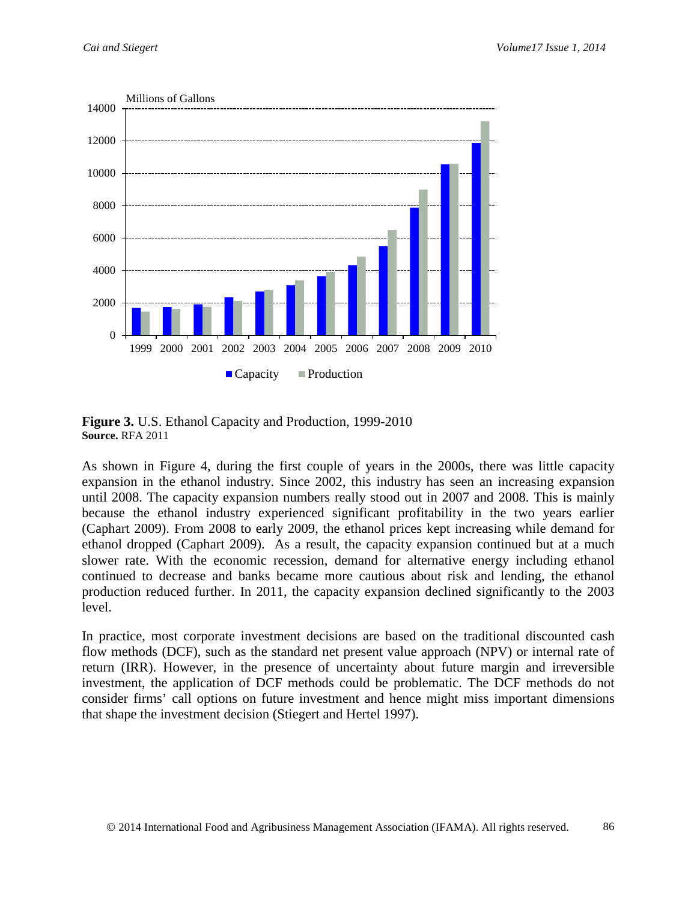**Figure 3.** U.S. Ethanol Capacity and Production, 1999-2010
**Source.** RFA 2011

As shown in Figure 4, during the first couple of years in the 2000s, there was little capacity expansion in the ethanol industry. Since 2002, this industry has seen an increasing expansion until 2008. The capacity expansion numbers really stood out in 2007 and 2008. This is mainly because the ethanol industry experienced significant profitability in the two years earlier (Caphart 2009). From 2008 to early 2009, the ethanol prices kept increasing while demand for ethanol dropped (Caphart 2009). As a result, the capacity expansion continued but at a much slower rate. With the economic recession, demand for alternative energy including ethanol continued to decrease and banks became more cautious about risk and lending, the ethanol production reduced further. In 2011, the capacity expansion declined significantly to the 2003 level.

In practice, most corporate investment decisions are based on the traditional discounted cash flow methods (DCF), such as the standard net present value approach (NPV) or internal rate of return (IRR). However, in the presence of uncertainty about future margin and irreversible investment, the application of DCF methods could be problematic. The DCF methods do not consider firms' call options on future investment and hence might miss important dimensions that shape the investment decision (Stiegert and Hertel 1997).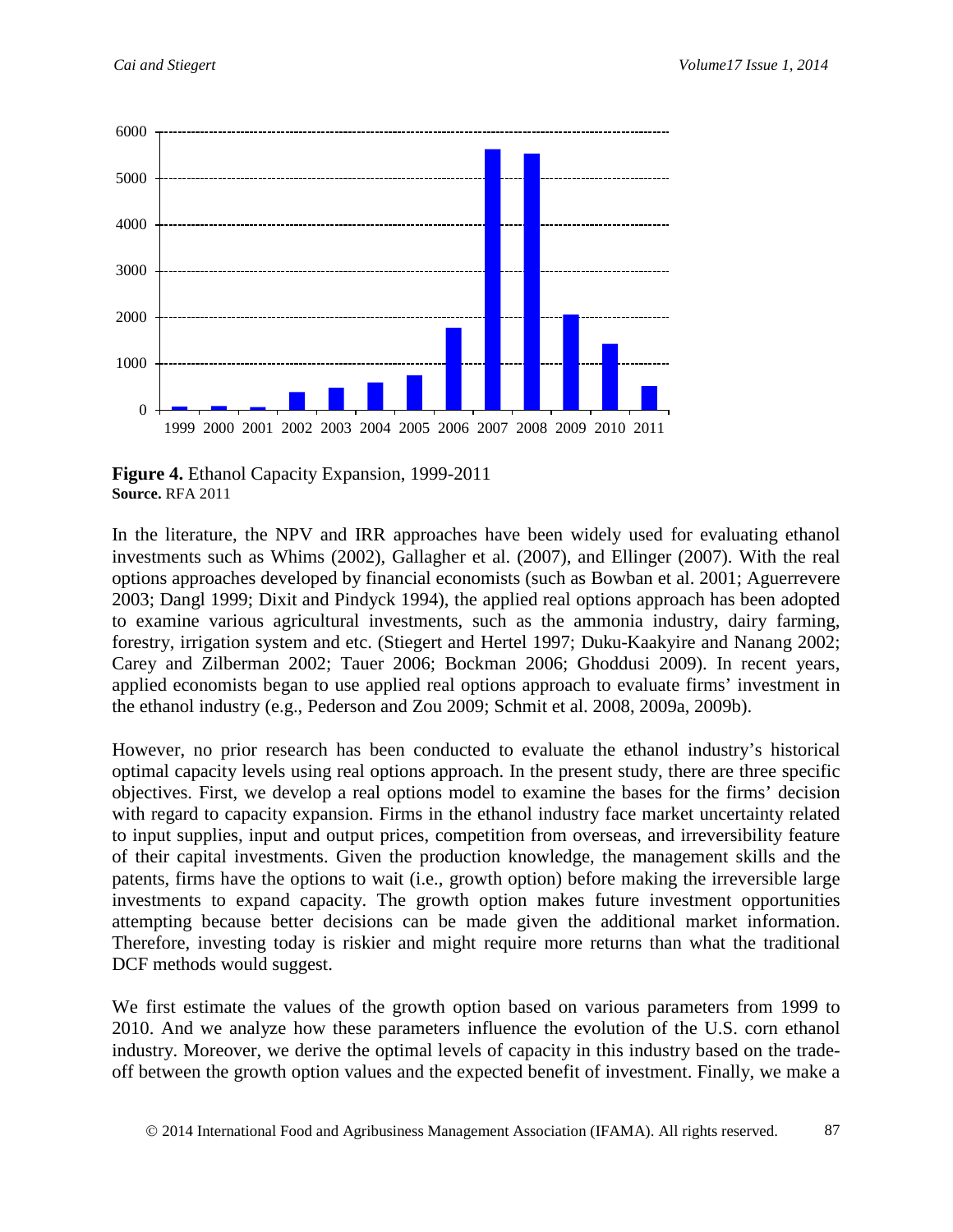**Figure 4.** Ethanol Capacity Expansion, 1999-2011
**Source.** RFA 2011

In the literature, the NPV and IRR approaches have been widely used for evaluating ethanol investments such as Whims (2002), Gallagher et al. (2007), and Ellinger (2007). With the real options approaches developed by financial economists (such as Bowban et al. 2001; Aguerrevere 2003; Dangl 1999; Dixit and Pindyck 1994), the applied real options approach has been adopted to examine various agricultural investments, such as the ammonia industry, dairy farming, forestry, irrigation system and etc. (Stiegert and Hertel 1997; Duku-Kaakyire and Nanang 2002; Carey and Zilberman 2002; Tauer 2006; Bockman 2006; Ghoddusi 2009). In recent years, applied economists began to use applied real options approach to evaluate firms' investment in the ethanol industry (e.g., Pederson and Zou 2009; Schmit et al. 2008, 2009a, 2009b).

However, no prior research has been conducted to evaluate the ethanol industry's historical optimal capacity levels using real options approach. In the present study, there are three specific objectives. First, we develop a real options model to examine the bases for the firms' decision with regard to capacity expansion. Firms in the ethanol industry face market uncertainty related to input supplies, input and output prices, competition from overseas, and irreversibility feature of their capital investments. Given the production knowledge, the management skills and the patents, firms have the options to wait (i.e., growth option) before making the irreversible large investments to expand capacity. The growth option makes future investment opportunities attempting because better decisions can be made given the additional market information. Therefore, investing today is riskier and might require more returns than what the traditional DCF methods would suggest.

We first estimate the values of the growth option based on various parameters from 1999 to 2010. And we analyze how these parameters influence the evolution of the U.S. corn ethanol industry. Moreover, we derive the optimal levels of capacity in this industry based on the trade-off between the growth option values and the expected benefit of investment. Finally, we make a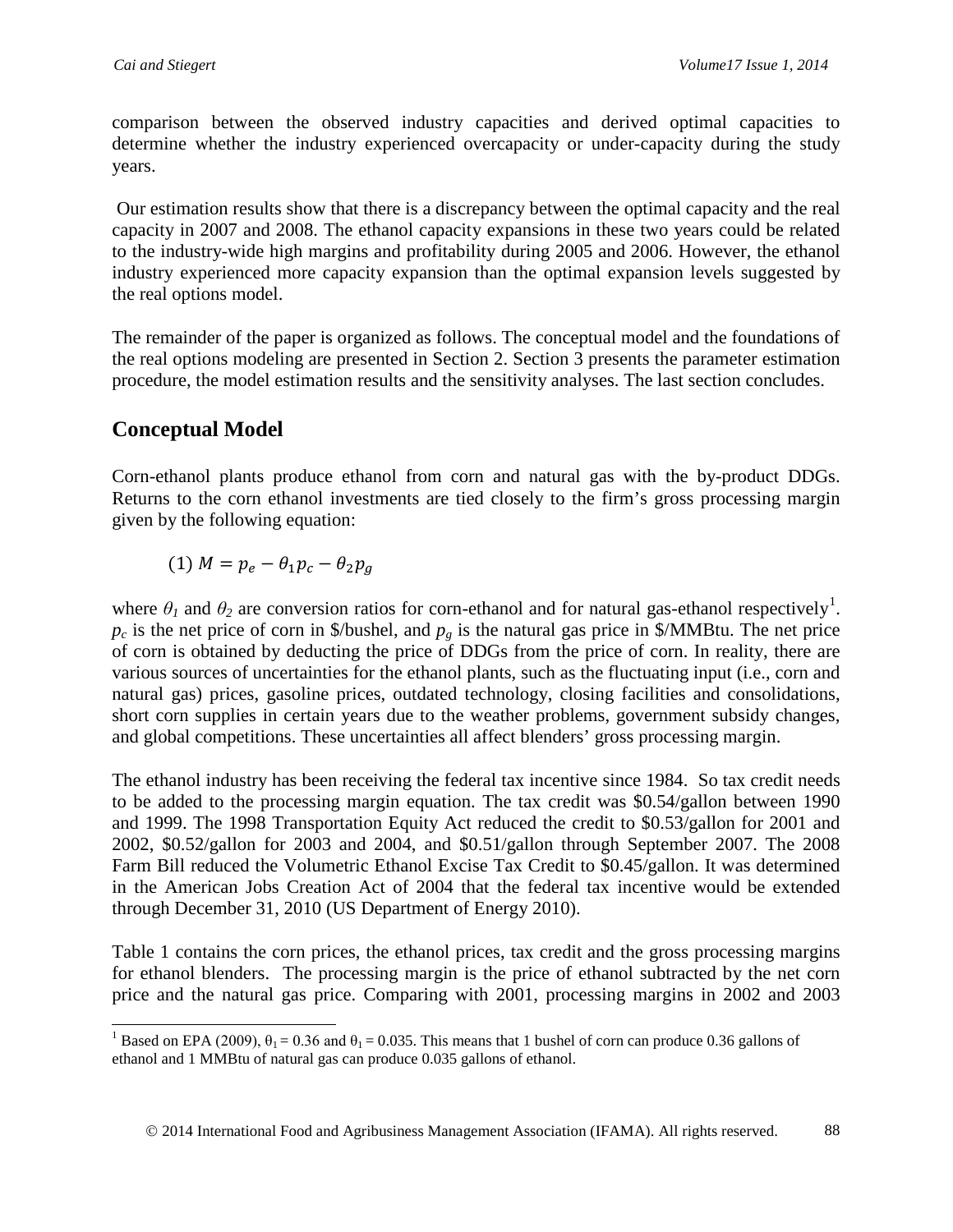comparison between the observed industry capacities and derived optimal capacities to determine whether the industry experienced overcapacity or under-capacity during the study years.

Our estimation results show that there is a discrepancy between the optimal capacity and the real capacity in 2007 and 2008. The ethanol capacity expansions in these two years could be related to the industry-wide high margins and profitability during 2005 and 2006. However, the ethanol industry experienced more capacity expansion than the optimal expansion levels suggested by the real options model.

The remainder of the paper is organized as follows. The conceptual model and the foundations of the real options modeling are presented in Section 2. Section 3 presents the parameter estimation procedure, the model estimation results and the sensitivity analyses. The last section concludes.

## Conceptual Model

Corn-ethanol plants produce ethanol from corn and natural gas with the by-product DDGs. Returns to the corn ethanol investments are tied closely to the firm's gross processing margin given by the following equation:

$$(1)\ M = p_e - \theta_1 p_c - \theta_2 p_g$$

where $\theta_1$ and $\theta_2$ are conversion ratios for corn-ethanol and for natural gas-ethanol respectively[1]. $p_c$ is the net price of corn in \$/bushel, and $p_g$ is the natural gas price in \$/MMBtu. The net price of corn is obtained by deducting the price of DDGs from the price of corn. In reality, there are various sources of uncertainties for the ethanol plants, such as the fluctuating input (i.e., corn and natural gas) prices, gasoline prices, outdated technology, closing facilities and consolidations, short corn supplies in certain years due to the weather problems, government subsidy changes, and global competitions. These uncertainties all affect blenders' gross processing margin.

The ethanol industry has been receiving the federal tax incentive since 1984. So tax credit needs to be added to the processing margin equation. The tax credit was \$0.54/gallon between 1990 and 1999. The 1998 Transportation Equity Act reduced the credit to \$0.53/gallon for 2001 and 2002, \$0.52/gallon for 2003 and 2004, and \$0.51/gallon through September 2007. The 2008 Farm Bill reduced the Volumetric Ethanol Excise Tax Credit to \$0.45/gallon. It was determined in the American Jobs Creation Act of 2004 that the federal tax incentive would be extended through December 31, 2010 (US Department of Energy 2010).

Table 1 contains the corn prices, the ethanol prices, tax credit and the gross processing margins for ethanol blenders. The processing margin is the price of ethanol subtracted by the net corn price and the natural gas price. Comparing with 2001, processing margins in 2002 and 2003

---

[1] Based on EPA (2009), $\theta_1 = 0.36$ and $\theta_1 = 0.035$. This means that 1 bushel of corn can produce 0.36 gallons of ethanol and 1 MMBtu of natural gas can produce 0.035 gallons of ethanol.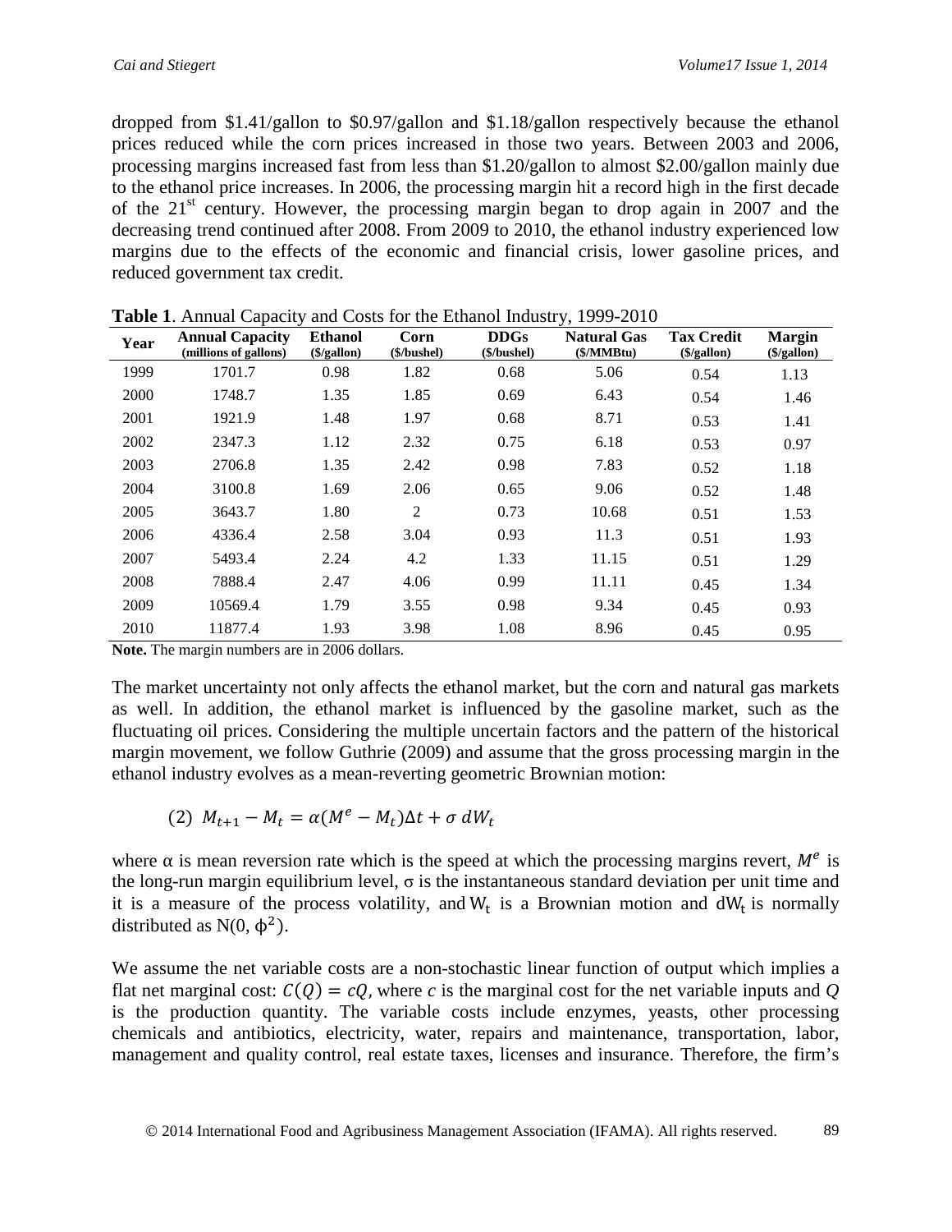dropped from \$1.41/gallon to \$0.97/gallon and \$1.18/gallon respectively because the ethanol prices reduced while the corn prices increased in those two years. Between 2003 and 2006, processing margins increased fast from less than \$1.20/gallon to almost \$2.00/gallon mainly due to the ethanol price increases. In 2006, the processing margin hit a record high in the first decade of the 21st century. However, the processing margin began to drop again in 2007 and the decreasing trend continued after 2008. From 2009 to 2010, the ethanol industry experienced low margins due to the effects of the economic and financial crisis, lower gasoline prices, and reduced government tax credit.

**Table 1**. Annual Capacity and Costs for the Ethanol Industry, 1999-2010

| Year | Annual Capacity (millions of gallons) | Ethanol (\$/gallon) | Corn (\$/bushel) | DDGs (\$/bushel) | Natural Gas (\$/MMBtu) | Tax Credit (\$/gallon) | Margin (\$/gallon) |
|---|---|---|---|---|---|---|---|
| 1999 | 1701.7 | 0.98 | 1.82 | 0.68 | 5.06 | 0.54 | 1.13 |
| 2000 | 1748.7 | 1.35 | 1.85 | 0.69 | 6.43 | 0.54 | 1.46 |
| 2001 | 1921.9 | 1.48 | 1.97 | 0.68 | 8.71 | 0.53 | 1.41 |
| 2002 | 2347.3 | 1.12 | 2.32 | 0.75 | 6.18 | 0.53 | 0.97 |
| 2003 | 2706.8 | 1.35 | 2.42 | 0.98 | 7.83 | 0.52 | 1.18 |
| 2004 | 3100.8 | 1.69 | 2.06 | 0.65 | 9.06 | 0.52 | 1.48 |
| 2005 | 3643.7 | 1.80 | 2 | 0.73 | 10.68 | 0.51 | 1.53 |
| 2006 | 4336.4 | 2.58 | 3.04 | 0.93 | 11.3 | 0.51 | 1.93 |
| 2007 | 5493.4 | 2.24 | 4.2 | 1.33 | 11.15 | 0.51 | 1.29 |
| 2008 | 7888.4 | 2.47 | 4.06 | 0.99 | 11.11 | 0.45 | 1.34 |
| 2009 | 10569.4 | 1.79 | 3.55 | 0.98 | 9.34 | 0.45 | 0.93 |
| 2010 | 11877.4 | 1.93 | 3.98 | 1.08 | 8.96 | 0.45 | 0.95 |

**Note.** The margin numbers are in 2006 dollars.

The market uncertainty not only affects the ethanol market, but the corn and natural gas markets as well. In addition, the ethanol market is influenced by the gasoline market, such as the fluctuating oil prices. Considering the multiple uncertain factors and the pattern of the historical margin movement, we follow Guthrie (2009) and assume that the gross processing margin in the ethanol industry evolves as a mean-reverting geometric Brownian motion:

$$(2)\quad M_{t+1} - M_t = \alpha(M^e - M_t)\Delta t + \sigma\, dW_t$$

where $\alpha$ is mean reversion rate which is the speed at which the processing margins revert, $M^e$ is the long-run margin equilibrium level, $\sigma$ is the instantaneous standard deviation per unit time and it is a measure of the process volatility, and $W_t$ is a Brownian motion and $dW_t$ is normally distributed as $N(0, \phi^2)$.

We assume the net variable costs are a non-stochastic linear function of output which implies a flat net marginal cost: $C(Q) = cQ$, where $c$ is the marginal cost for the net variable inputs and $Q$ is the production quantity. The variable costs include enzymes, yeasts, other processing chemicals and antibiotics, electricity, water, repairs and maintenance, transportation, labor, management and quality control, real estate taxes, licenses and insurance. Therefore, the firm's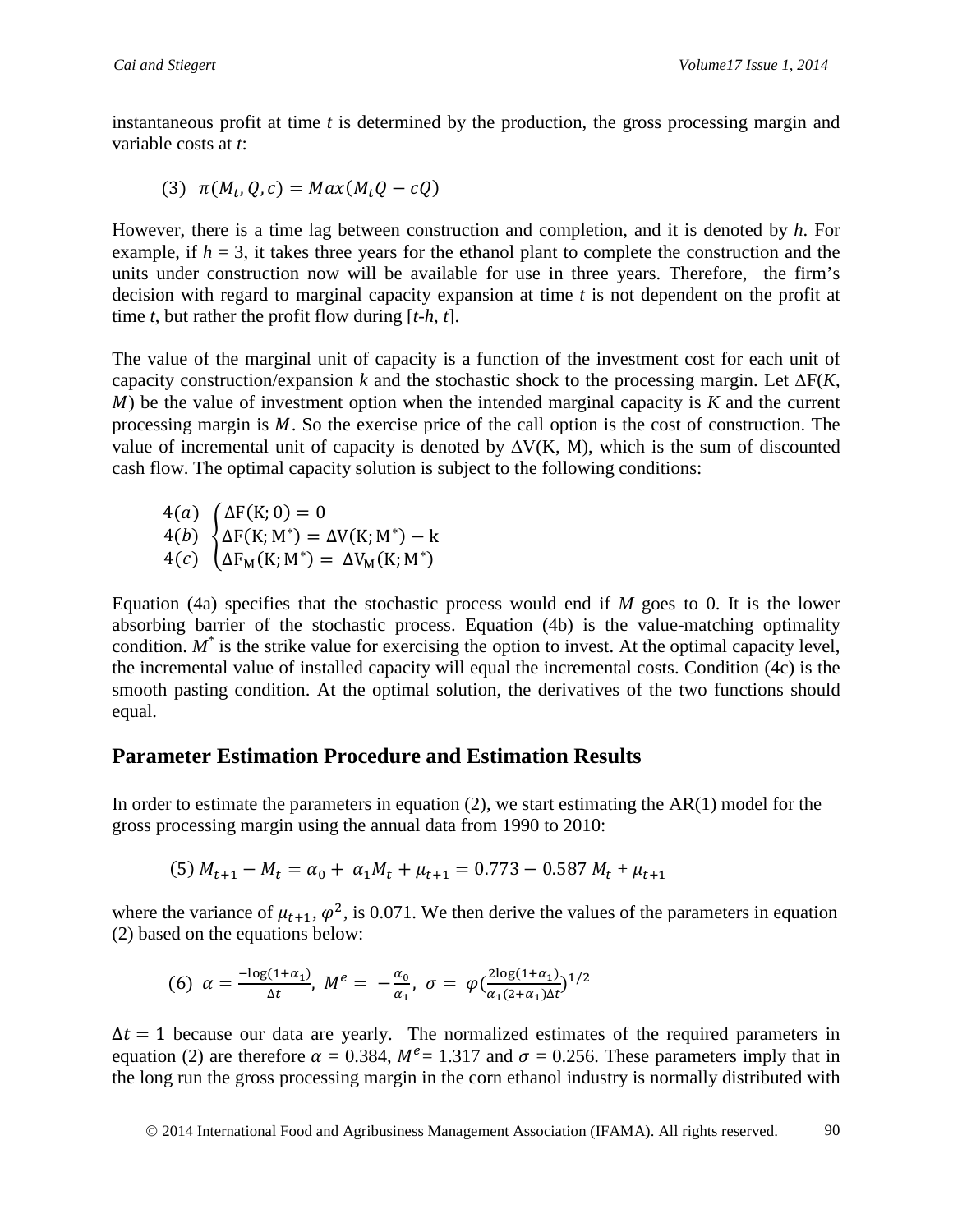instantaneous profit at time $t$ is determined by the production, the gross processing margin and variable costs at $t$:

$$(3)\quad \pi(M_t, Q, c) = Max(M_t Q - cQ)$$

However, there is a time lag between construction and completion, and it is denoted by $h$. For example, if $h = 3$, it takes three years for the ethanol plant to complete the construction and the units under construction now will be available for use in three years. Therefore, the firm's decision with regard to marginal capacity expansion at time $t$ is not dependent on the profit at time $t$, but rather the profit flow during $[t\text{-}h, t]$.

The value of the marginal unit of capacity is a function of the investment cost for each unit of capacity construction/expansion $k$ and the stochastic shock to the processing margin. Let $\Delta F(K, M)$ be the value of investment option when the intended marginal capacity is $K$ and the current processing margin is $M$. So the exercise price of the call option is the cost of construction. The value of incremental unit of capacity is denoted by $\Delta V(K, M)$, which is the sum of discounted cash flow. The optimal capacity solution is subject to the following conditions:

$$\begin{array}{ll} 4(a) & \\ 4(b) & \\ 4(c) & \end{array} \begin{cases} \Delta F(K; 0) = 0 \\ \Delta F(K; M^*) = \Delta V(K; M^*) - k \\ \Delta F_M(K; M^*) = \Delta V_M(K; M^*) \end{cases}$$

Equation (4a) specifies that the stochastic process would end if $M$ goes to 0. It is the lower absorbing barrier of the stochastic process. Equation (4b) is the value-matching optimality condition. $M^*$ is the strike value for exercising the option to invest. At the optimal capacity level, the incremental value of installed capacity will equal the incremental costs. Condition (4c) is the smooth pasting condition. At the optimal solution, the derivatives of the two functions should equal.

## Parameter Estimation Procedure and Estimation Results

In order to estimate the parameters in equation (2), we start estimating the AR(1) model for the gross processing margin using the annual data from 1990 to 2010:

$$(5)\ M_{t+1} - M_t = \alpha_0 + \alpha_1 M_t + \mu_{t+1} = 0.773 - 0.587\, M_t + \mu_{t+1}$$

where the variance of $\mu_{t+1}$, $\varphi^2$, is 0.071. We then derive the values of the parameters in equation (2) based on the equations below:

$$(6)\ \alpha = \frac{-\log(1+\alpha_1)}{\Delta t},\ M^e = -\frac{\alpha_0}{\alpha_1},\ \sigma = \varphi\left(\frac{2\log(1+\alpha_1)}{\alpha_1(2+\alpha_1)\Delta t}\right)^{1/2}$$

$\Delta t = 1$ because our data are yearly. The normalized estimates of the required parameters in equation (2) are therefore $\alpha$ = 0.384, $M^e$ = 1.317 and $\sigma$ = 0.256. These parameters imply that in the long run the gross processing margin in the corn ethanol industry is normally distributed with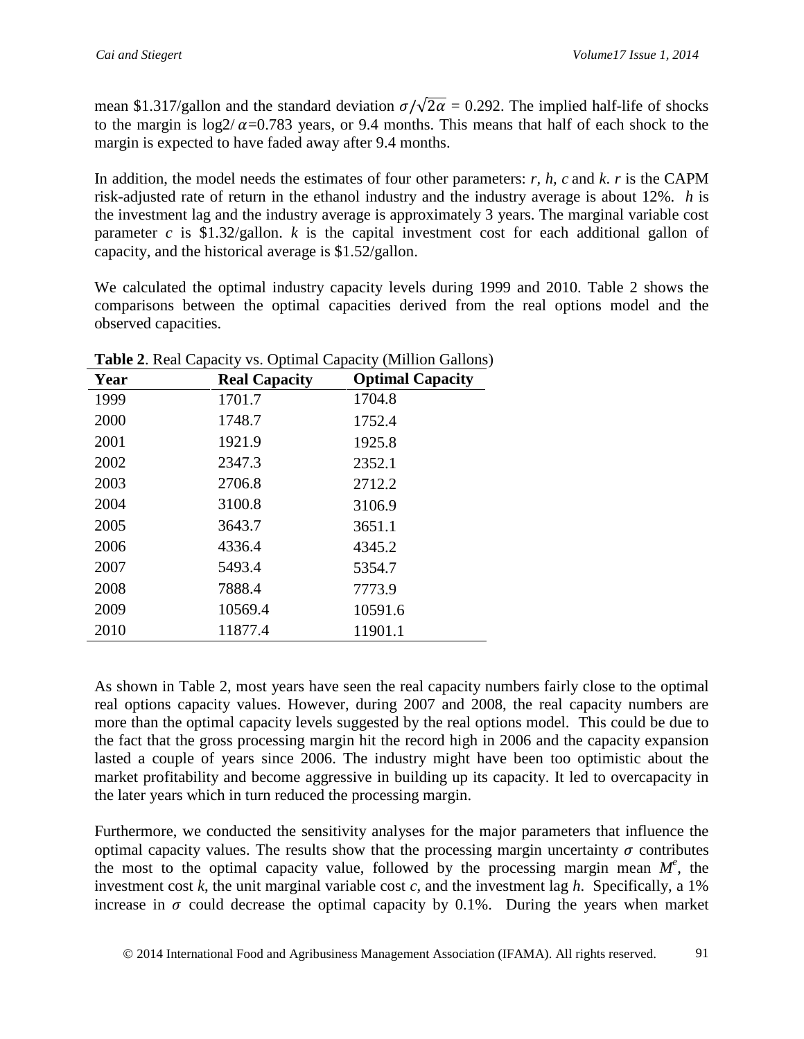mean \$1.317/gallon and the standard deviation $\sigma/\sqrt{2\alpha}$ = 0.292. The implied half-life of shocks to the margin is log2/$\alpha$=0.783 years, or 9.4 months. This means that half of each shock to the margin is expected to have faded away after 9.4 months.

In addition, the model needs the estimates of four other parameters: *r, h, c* and *k*. *r* is the CAPM risk-adjusted rate of return in the ethanol industry and the industry average is about 12%. *h* is the investment lag and the industry average is approximately 3 years. The marginal variable cost parameter *c* is \$1.32/gallon. *k* is the capital investment cost for each additional gallon of capacity, and the historical average is \$1.52/gallon.

We calculated the optimal industry capacity levels during 1999 and 2010. Table 2 shows the comparisons between the optimal capacities derived from the real options model and the observed capacities.

**Table 2**. Real Capacity vs. Optimal Capacity (Million Gallons)

| Year | Real Capacity | Optimal Capacity |
|---|---|---|
| 1999 | 1701.7 | 1704.8 |
| 2000 | 1748.7 | 1752.4 |
| 2001 | 1921.9 | 1925.8 |
| 2002 | 2347.3 | 2352.1 |
| 2003 | 2706.8 | 2712.2 |
| 2004 | 3100.8 | 3106.9 |
| 2005 | 3643.7 | 3651.1 |
| 2006 | 4336.4 | 4345.2 |
| 2007 | 5493.4 | 5354.7 |
| 2008 | 7888.4 | 7773.9 |
| 2009 | 10569.4 | 10591.6 |
| 2010 | 11877.4 | 11901.1 |

As shown in Table 2, most years have seen the real capacity numbers fairly close to the optimal real options capacity values. However, during 2007 and 2008, the real capacity numbers are more than the optimal capacity levels suggested by the real options model. This could be due to the fact that the gross processing margin hit the record high in 2006 and the capacity expansion lasted a couple of years since 2006. The industry might have been too optimistic about the market profitability and become aggressive in building up its capacity. It led to overcapacity in the later years which in turn reduced the processing margin.

Furthermore, we conducted the sensitivity analyses for the major parameters that influence the optimal capacity values. The results show that the processing margin uncertainty $\sigma$ contributes the most to the optimal capacity value, followed by the processing margin mean $M^e$, the investment cost *k*, the unit marginal variable cost *c*, and the investment lag *h*. Specifically, a 1% increase in $\sigma$ could decrease the optimal capacity by 0.1%. During the years when market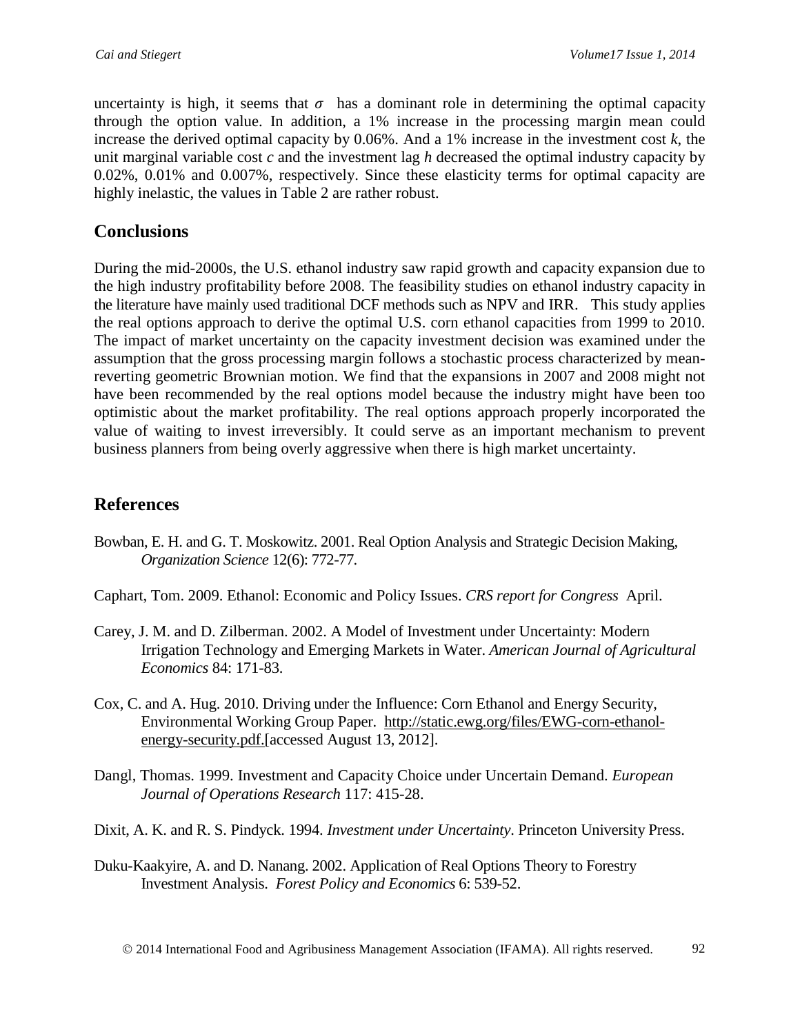uncertainty is high, it seems that $\sigma$ has a dominant role in determining the optimal capacity through the option value. In addition, a 1% increase in the processing margin mean could increase the derived optimal capacity by 0.06%. And a 1% increase in the investment cost $k$, the unit marginal variable cost $c$ and the investment lag $h$ decreased the optimal industry capacity by 0.02%, 0.01% and 0.007%, respectively. Since these elasticity terms for optimal capacity are highly inelastic, the values in Table 2 are rather robust.

## Conclusions

During the mid-2000s, the U.S. ethanol industry saw rapid growth and capacity expansion due to the high industry profitability before 2008. The feasibility studies on ethanol industry capacity in the literature have mainly used traditional DCF methods such as NPV and IRR. This study applies the real options approach to derive the optimal U.S. corn ethanol capacities from 1999 to 2010. The impact of market uncertainty on the capacity investment decision was examined under the assumption that the gross processing margin follows a stochastic process characterized by mean-reverting geometric Brownian motion. We find that the expansions in 2007 and 2008 might not have been recommended by the real options model because the industry might have been too optimistic about the market profitability. The real options approach properly incorporated the value of waiting to invest irreversibly. It could serve as an important mechanism to prevent business planners from being overly aggressive when there is high market uncertainty.

## References

Bowban, E. H. and G. T. Moskowitz. 2001. Real Option Analysis and Strategic Decision Making, *Organization Science* 12(6): 772-77.

Caphart, Tom. 2009. Ethanol: Economic and Policy Issues. *CRS report for Congress* April.

Carey, J. M. and D. Zilberman. 2002. A Model of Investment under Uncertainty: Modern Irrigation Technology and Emerging Markets in Water. *American Journal of Agricultural Economics* 84: 171-83.

Cox, C. and A. Hug. 2010. Driving under the Influence: Corn Ethanol and Energy Security, Environmental Working Group Paper. http://static.ewg.org/files/EWG-corn-ethanol-energy-security.pdf.[accessed August 13, 2012].

Dangl, Thomas. 1999. Investment and Capacity Choice under Uncertain Demand. *European Journal of Operations Research* 117: 415-28.

Dixit, A. K. and R. S. Pindyck. 1994. *Investment under Uncertainty*. Princeton University Press.

Duku-Kaakyire, A. and D. Nanang. 2002. Application of Real Options Theory to Forestry Investment Analysis. *Forest Policy and Economics* 6: 539-52.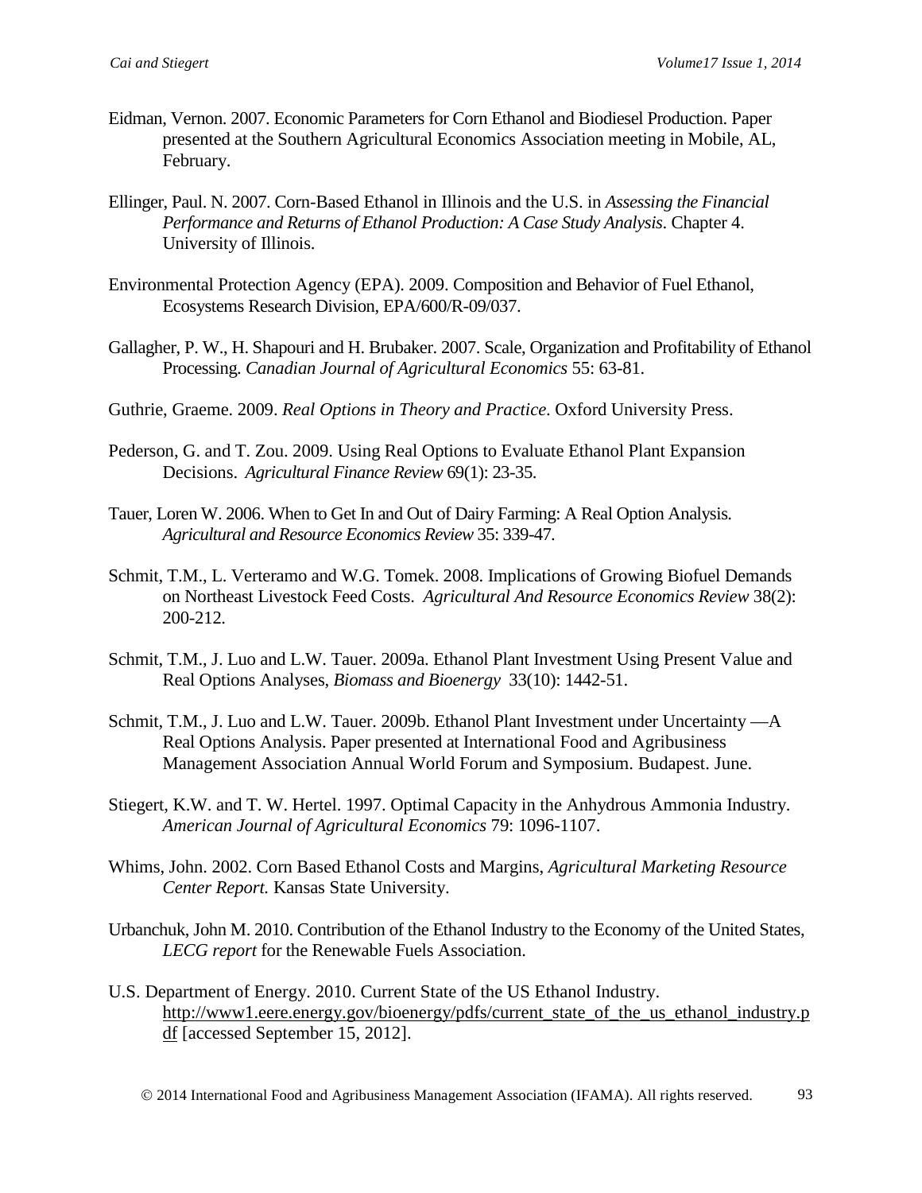Eidman, Vernon. 2007. Economic Parameters for Corn Ethanol and Biodiesel Production. Paper presented at the Southern Agricultural Economics Association meeting in Mobile, AL, February.

Ellinger, Paul. N. 2007. Corn-Based Ethanol in Illinois and the U.S. in *Assessing the Financial Performance and Returns of Ethanol Production: A Case Study Analysis*. Chapter 4. University of Illinois.

Environmental Protection Agency (EPA). 2009. Composition and Behavior of Fuel Ethanol, Ecosystems Research Division, EPA/600/R-09/037.

Gallagher, P. W., H. Shapouri and H. Brubaker. 2007. Scale, Organization and Profitability of Ethanol Processing. *Canadian Journal of Agricultural Economics* 55: 63-81.

Guthrie, Graeme. 2009. *Real Options in Theory and Practice*. Oxford University Press.

Pederson, G. and T. Zou. 2009. Using Real Options to Evaluate Ethanol Plant Expansion Decisions. *Agricultural Finance Review* 69(1): 23-35.

Tauer, Loren W. 2006. When to Get In and Out of Dairy Farming: A Real Option Analysis. *Agricultural and Resource Economics Review* 35: 339-47.

Schmit, T.M., L. Verteramo and W.G. Tomek. 2008. Implications of Growing Biofuel Demands on Northeast Livestock Feed Costs. *Agricultural And Resource Economics Review* 38(2): 200-212.

Schmit, T.M., J. Luo and L.W. Tauer. 2009a. Ethanol Plant Investment Using Present Value and Real Options Analyses, *Biomass and Bioenergy* 33(10): 1442-51.

Schmit, T.M., J. Luo and L.W. Tauer. 2009b. Ethanol Plant Investment under Uncertainty —A Real Options Analysis. Paper presented at International Food and Agribusiness Management Association Annual World Forum and Symposium. Budapest. June.

Stiegert, K.W. and T. W. Hertel. 1997. Optimal Capacity in the Anhydrous Ammonia Industry. *American Journal of Agricultural Economics* 79: 1096-1107.

Whims, John. 2002. Corn Based Ethanol Costs and Margins, *Agricultural Marketing Resource Center Report.* Kansas State University.

Urbanchuk, John M. 2010. Contribution of the Ethanol Industry to the Economy of the United States, *LECG report* for the Renewable Fuels Association.

U.S. Department of Energy. 2010. Current State of the US Ethanol Industry. http://www1.eere.energy.gov/bioenergy/pdfs/current_state_of_the_us_ethanol_industry.pdf [accessed September 15, 2012].